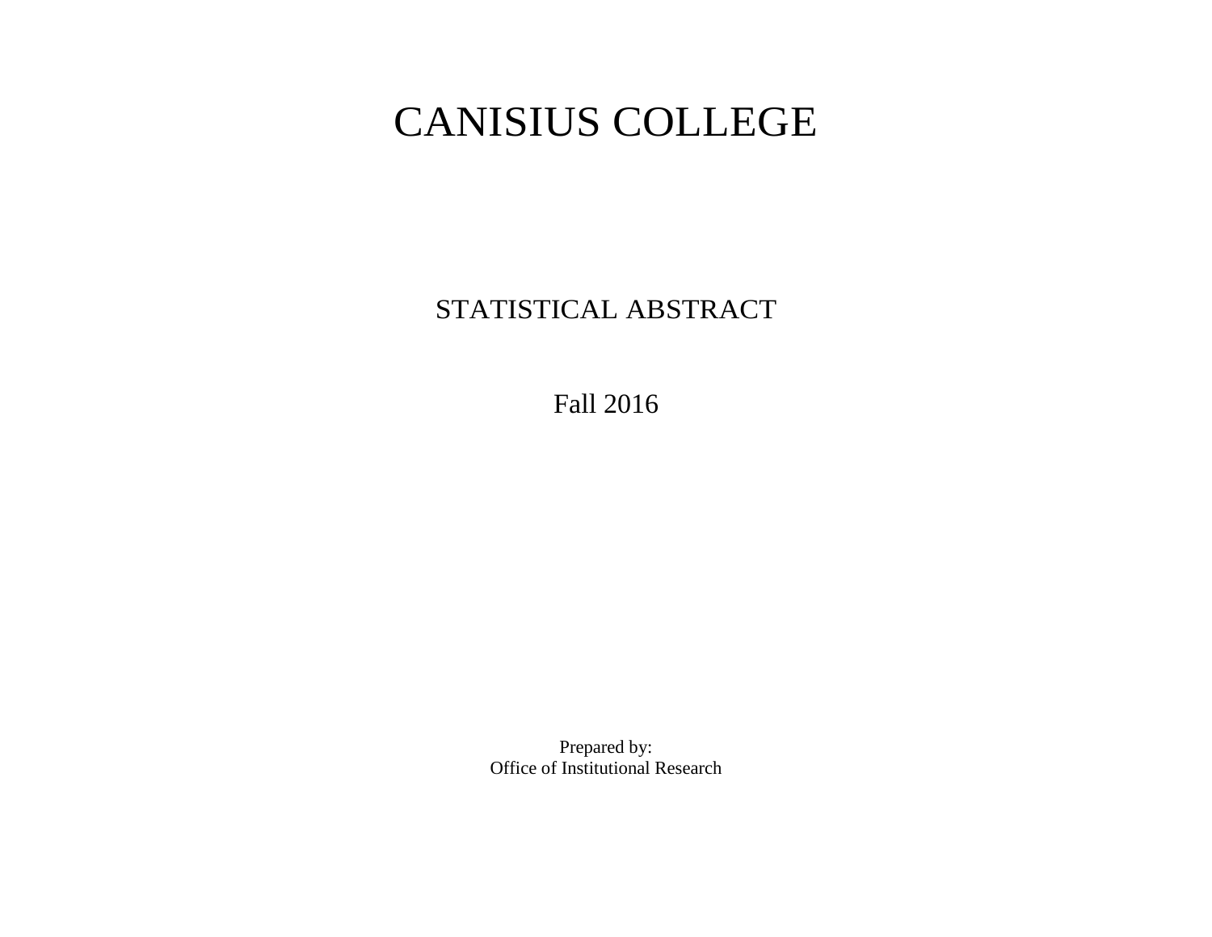# CANISIUS COLLEGE

## STATISTICAL ABSTRACT

Fall 2016

Prepared by:
Office of Institutional Research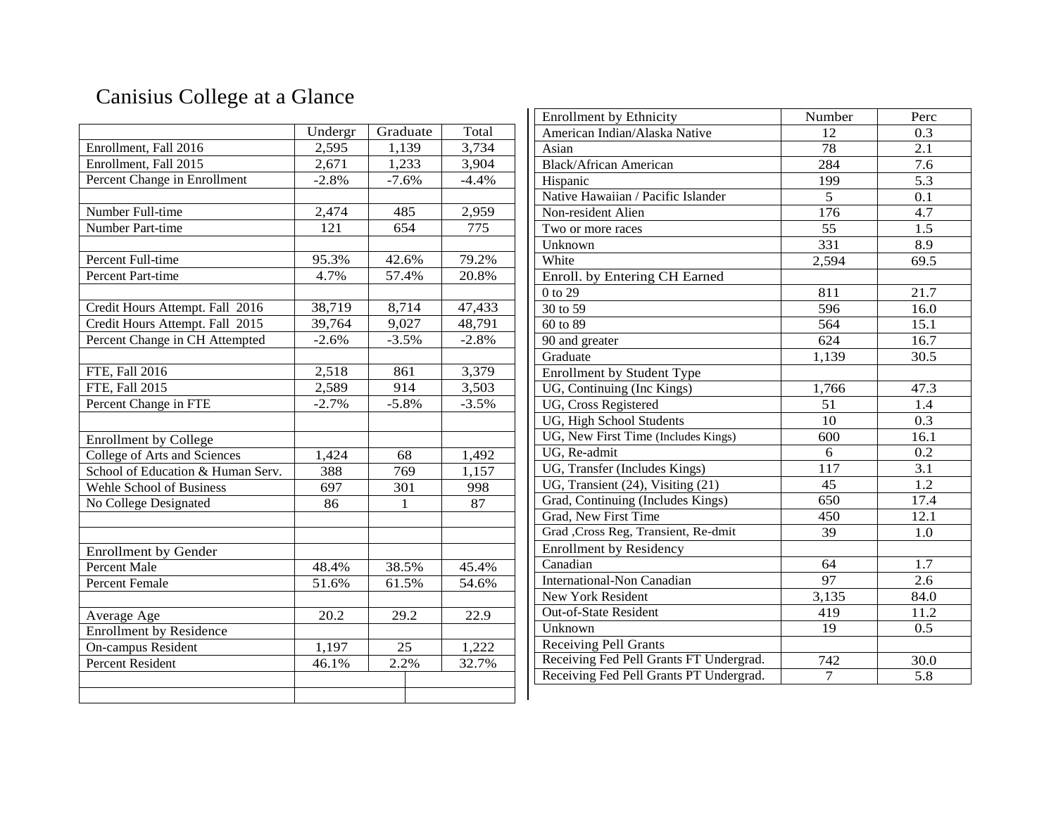# Canisius College at a Glance

| | Undergr | Graduate | Total |
|---|---|---|---|
| Enrollment, Fall 2016 | 2,595 | 1,139 | 3,734 |
| Enrollment, Fall 2015 | 2,671 | 1,233 | 3,904 |
| Percent Change in Enrollment | -2.8% | -7.6% | -4.4% |
| | | | |
| Number Full-time | 2,474 | 485 | 2,959 |
| Number Part-time | 121 | 654 | 775 |
| | | | |
| Percent Full-time | 95.3% | 42.6% | 79.2% |
| Percent Part-time | 4.7% | 57.4% | 20.8% |
| | | | |
| Credit Hours Attempt. Fall 2016 | 38,719 | 8,714 | 47,433 |
| Credit Hours Attempt. Fall 2015 | 39,764 | 9,027 | 48,791 |
| Percent Change in CH Attempted | -2.6% | -3.5% | -2.8% |
| | | | |
| FTE, Fall 2016 | 2,518 | 861 | 3,379 |
| FTE, Fall 2015 | 2,589 | 914 | 3,503 |
| Percent Change in FTE | -2.7% | -5.8% | -3.5% |
| | | | |
| Enrollment by College | | | |
| College of Arts and Sciences | 1,424 | 68 | 1,492 |
| School of Education & Human Serv. | 388 | 769 | 1,157 |
| Wehle School of Business | 697 | 301 | 998 |
| No College Designated | 86 | 1 | 87 |
| | | | |
| | | | |
| Enrollment by Gender | | | |
| Percent Male | 48.4% | 38.5% | 45.4% |
| Percent Female | 51.6% | 61.5% | 54.6% |
| | | | |
| Average Age | 20.2 | 29.2 | 22.9 |
| Enrollment by Residence | | | |
| On-campus Resident | 1,197 | 25 | 1,222 |
| Percent Resident | 46.1% | 2.2% | 32.7% |

| Enrollment by Ethnicity | Number | Perc |
|---|---|---|
| American Indian/Alaska Native | 12 | 0.3 |
| Asian | 78 | 2.1 |
| Black/African American | 284 | 7.6 |
| Hispanic | 199 | 5.3 |
| Native Hawaiian / Pacific Islander | 5 | 0.1 |
| Non-resident Alien | 176 | 4.7 |
| Two or more races | 55 | 1.5 |
| Unknown | 331 | 8.9 |
| White | 2,594 | 69.5 |
| Enroll. by Entering CH Earned | | |
| 0 to 29 | 811 | 21.7 |
| 30 to 59 | 596 | 16.0 |
| 60 to 89 | 564 | 15.1 |
| 90 and greater | 624 | 16.7 |
| Graduate | 1,139 | 30.5 |
| Enrollment by Student Type | | |
| UG, Continuing (Inc Kings) | 1,766 | 47.3 |
| UG, Cross Registered | 51 | 1.4 |
| UG, High School Students | 10 | 0.3 |
| UG, New First Time (Includes Kings) | 600 | 16.1 |
| UG, Re-admit | 6 | 0.2 |
| UG, Transfer (Includes Kings) | 117 | 3.1 |
| UG, Transient (24), Visiting (21) | 45 | 1.2 |
| Grad, Continuing (Includes Kings) | 650 | 17.4 |
| Grad, New First Time | 450 | 12.1 |
| Grad ,Cross Reg, Transient, Re-dmit | 39 | 1.0 |
| Enrollment by Residency | | |
| Canadian | 64 | 1.7 |
| International-Non Canadian | 97 | 2.6 |
| New York Resident | 3,135 | 84.0 |
| Out-of-State Resident | 419 | 11.2 |
| Unknown | 19 | 0.5 |
| Receiving Pell Grants | | |
| Receiving Fed Pell Grants FT Undergrad. | 742 | 30.0 |
| Receiving Fed Pell Grants PT Undergrad. | 7 | 5.8 |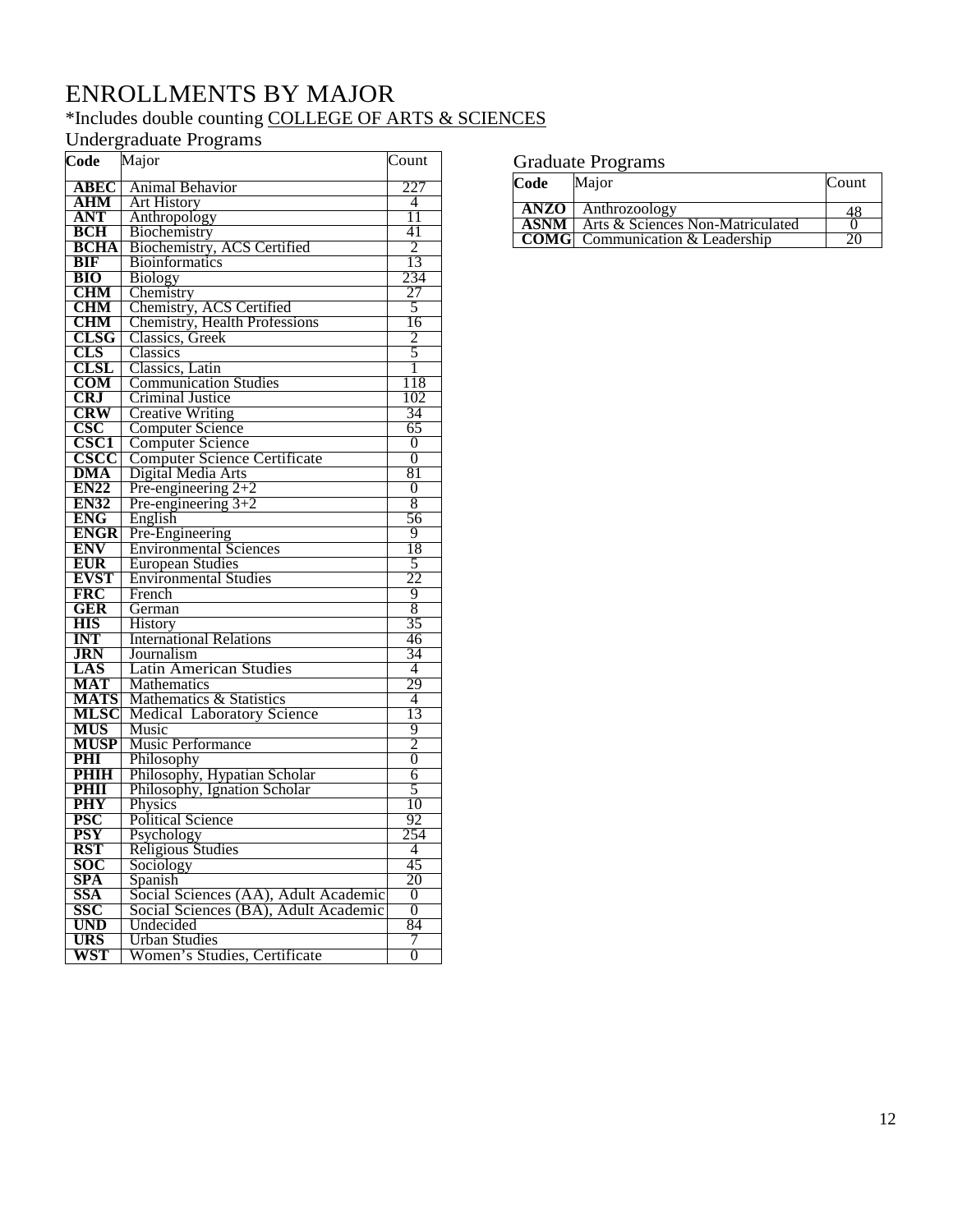# ENROLLMENTS BY MAJOR

*Includes double counting COLLEGE OF ARTS & SCIENCES

## Undergraduate Programs

| Code | Major | Count |
|---|---|---|
| ABEC | Animal Behavior | 227 |
| AHM | Art History | 4 |
| ANT | Anthropology | 11 |
| BCH | Biochemistry | 41 |
| BCHA | Biochemistry, ACS Certified | 2 |
| BIF | Bioinformatics | 13 |
| BIO | Biology | 234 |
| CHM | Chemistry | 27 |
| CHM | Chemistry, ACS Certified | 5 |
| CHM | Chemistry, Health Professions | 16 |
| CLSG | Classics, Greek | 2 |
| CLS | Classics | 5 |
| CLSL | Classics, Latin | 1 |
| COM | Communication Studies | 118 |
| CRJ | Criminal Justice | 102 |
| CRW | Creative Writing | 34 |
| CSC | Computer Science | 65 |
| CSC1 | Computer Science | 0 |
| CSCC | Computer Science Certificate | 0 |
| DMA | Digital Media Arts | 81 |
| EN22 | Pre-engineering 2+2 | 0 |
| EN32 | Pre-engineering 3+2 | 8 |
| ENG | English | 56 |
| ENGR | Pre-Engineering | 9 |
| ENV | Environmental Sciences | 18 |
| EUR | European Studies | 5 |
| EVST | Environmental Studies | 22 |
| FRC | French | 9 |
| GER | German | 8 |
| HIS | History | 35 |
| INT | International Relations | 46 |
| JRN | Journalism | 34 |
| LAS | Latin American Studies | 4 |
| MAT | Mathematics | 29 |
| MATS | Mathematics & Statistics | 4 |
| MLSC | Medical Laboratory Science | 13 |
| MUS | Music | 9 |
| MUSP | Music Performance | 2 |
| PHI | Philosophy | 0 |
| PHIH | Philosophy, Hypatian Scholar | 6 |
| PHII | Philosophy, Ignation Scholar | 5 |
| PHY | Physics | 10 |
| PSC | Political Science | 92 |
| PSY | Psychology | 254 |
| RST | Religious Studies | 4 |
| SOC | Sociology | 45 |
| SPA | Spanish | 20 |
| SSA | Social Sciences (AA), Adult Academic | 0 |
| SSC | Social Sciences (BA), Adult Academic | 0 |
| UND | Undecided | 84 |
| URS | Urban Studies | 7 |
| WST | Women's Studies, Certificate | 0 |

## Graduate Programs

| Code | Major | Count |
|---|---|---|
| ANZO | Anthrozoology | 48 |
| ASNM | Arts & Sciences Non-Matriculated | 0 |
| COMG | Communication & Leadership | 20 |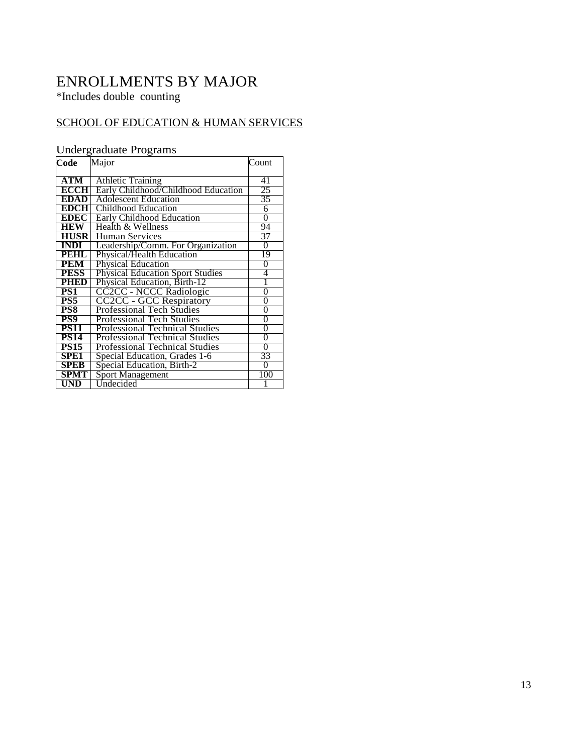# ENROLLMENTS BY MAJOR

*Includes double counting

## SCHOOL OF EDUCATION & HUMAN SERVICES

### Undergraduate Programs

| Code | Major | Count |
|---|---|---|
| **ATM** | Athletic Training | 41 |
| **ECCH** | Early Childhood/Childhood Education | 25 |
| **EDAD** | Adolescent Education | 35 |
| **EDCH** | Childhood Education | 6 |
| **EDEC** | Early Childhood Education | 0 |
| **HEW** | Health & Wellness | 94 |
| **HUSR** | Human Services | 37 |
| **INDI** | Leadership/Comm. For Organization | 0 |
| **PEHL** | Physical/Health Education | 19 |
| **PEM** | Physical Education | 0 |
| **PESS** | Physical Education Sport Studies | 4 |
| **PHED** | Physical Education, Birth-12 | 1 |
| **PS1** | CC2CC - NCCC Radiologic | 0 |
| **PS5** | CC2CC - GCC Respiratory | 0 |
| **PS8** | Professional Tech Studies | 0 |
| **PS9** | Professional Tech Studies | 0 |
| **PS11** | Professional Technical Studies | 0 |
| **PS14** | Professional Technical Studies | 0 |
| **PS15** | Professional Technical Studies | 0 |
| **SPE1** | Special Education, Grades 1-6 | 33 |
| **SPEB** | Special Education, Birth-2 | 0 |
| **SPMT** | Sport Management | 100 |
| **UND** | Undecided | 1 |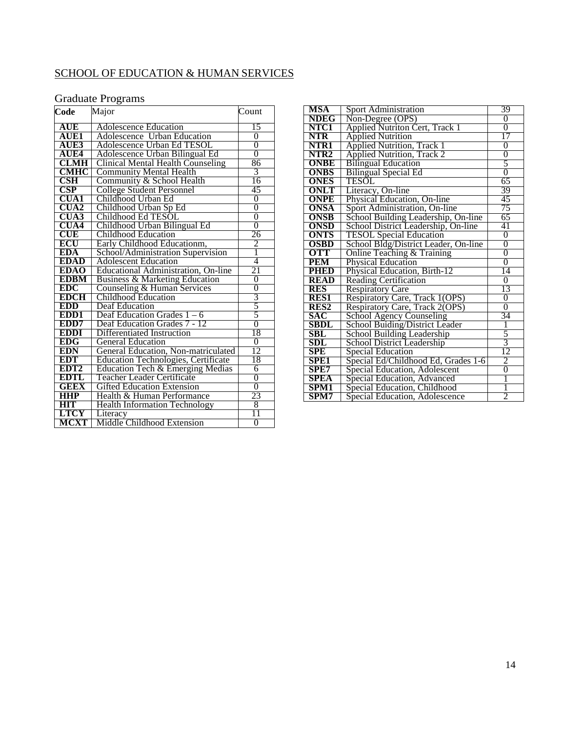## SCHOOL OF EDUCATION & HUMAN SERVICES

### Graduate Programs

| Code | Major | Count |
|---|---|---|
| **AUE** | Adolescence Education | 15 |
| **AUE1** | Adolescence Urban Education | 0 |
| **AUE3** | Adolescence Urban Ed TESOL | 0 |
| **AUE4** | Adolescence Urban Bilingual Ed | 0 |
| **CLMH** | Clinical Mental Health Counseling | 86 |
| **CMHC** | Community Mental Health | 3 |
| **CSH** | Community & School Health | 16 |
| **CSP** | College Student Personnel | 45 |
| **CUA1** | Childhood Urban Ed | 0 |
| **CUA2** | Childhood Urban Sp Ed | 0 |
| **CUA3** | Childhood Ed TESOL | 0 |
| **CUA4** | Childhood Urban Bilingual Ed | 0 |
| **CUE** | Childhood Education | 26 |
| **ECU** | Early Childhood Educationm, | 2 |
| **EDA** | School/Administration Supervision | 1 |
| **EDAD** | Adolescent Education | 4 |
| **EDAO** | Educational Administration, On-line | 21 |
| **EDBM** | Business & Marketing Education | 0 |
| **EDC** | Counseling & Human Services | 0 |
| **EDCH** | Childhood Education | 3 |
| **EDD** | Deaf Education | 5 |
| **EDD1** | Deaf Education Grades 1 – 6 | 5 |
| **EDD7** | Deaf Education Grades 7 - 12 | 0 |
| **EDDI** | Differentiated Instruction | 18 |
| **EDG** | General Education | 0 |
| **EDN** | General Education, Non-matriculated | 12 |
| **EDT** | Education Technologies, Certificate | 18 |
| **EDT2** | Education Tech & Emerging Medias | 6 |
| **EDTL** | Teacher Leader Certificate | 0 |
| **GEEX** | Gifted Education Extension | 0 |
| **HHP** | Health & Human Performance | 23 |
| **HIT** | Health Information Technology | 8 |
| **LTCY** | Literacy | 11 |
| **MCXT** | Middle Childhood Extension | 0 |
| **MSA** | Sport Administration | 39 |
| **NDEG** | Non-Degree (OPS) | 0 |
| **NTC1** | Applied Nutriton Cert, Track 1 | 0 |
| **NTR** | Applied Nutrition | 17 |
| **NTR1** | Applied Nutrition, Track 1 | 0 |
| **NTR2** | Applied Nutrition, Track 2 | 0 |
| **ONBE** | Bilingual Education | 5 |
| **ONBS** | Bilingual Special Ed | 0 |
| **ONES** | TESOL | 65 |
| **ONLT** | Literacy, On-line | 39 |
| **ONPE** | Physical Education, On-line | 45 |
| **ONSA** | Sport Administration, On-line | 75 |
| **ONSB** | School Building Leadership, On-line | 65 |
| **ONSD** | School District Leadership, On-line | 41 |
| **ONTS** | TESOL Special Education | 0 |
| **OSBD** | School Bldg/District Leader, On-line | 0 |
| **OTT** | Online Teaching & Training | 0 |
| **PEM** | Physical Education | 0 |
| **PHED** | Physical Education, Birth-12 | 14 |
| **READ** | Reading Certification | 0 |
| **RES** | Respiratory Care | 13 |
| **RES1** | Respiratory Care, Track 1(OPS) | 0 |
| **RES2** | Respiratory Care, Track 2(OPS) | 0 |
| **SAC** | School Agency Counseling | 34 |
| **SBDL** | School Buiding/District Leader | 1 |
| **SBL** | School Building Leadership | 5 |
| **SDL** | School District Leadership | 3 |
| **SPE** | Special Education | 12 |
| **SPE1** | Special Ed/Childhood Ed, Grades 1-6 | 2 |
| **SPE7** | Special Education, Adolescent | 0 |
| **SPEA** | Special Education, Advanced | 1 |
| **SPM1** | Special Education, Childhood | 1 |
| **SPM7** | Special Education, Adolescence | 2 |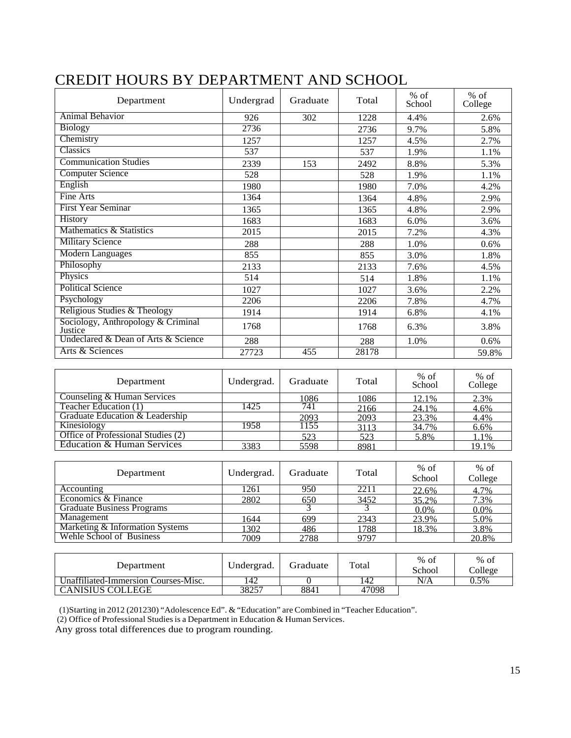# CREDIT HOURS BY DEPARTMENT AND SCHOOL

| Department | Undergrad | Graduate | Total | % of School | % of College |
|---|---|---|---|---|---|
| Animal Behavior | 926 | 302 | 1228 | 4.4% | 2.6% |
| Biology | 2736 | | 2736 | 9.7% | 5.8% |
| Chemistry | 1257 | | 1257 | 4.5% | 2.7% |
| Classics | 537 | | 537 | 1.9% | 1.1% |
| Communication Studies | 2339 | 153 | 2492 | 8.8% | 5.3% |
| Computer Science | 528 | | 528 | 1.9% | 1.1% |
| English | 1980 | | 1980 | 7.0% | 4.2% |
| Fine Arts | 1364 | | 1364 | 4.8% | 2.9% |
| First Year Seminar | 1365 | | 1365 | 4.8% | 2.9% |
| History | 1683 | | 1683 | 6.0% | 3.6% |
| Mathematics & Statistics | 2015 | | 2015 | 7.2% | 4.3% |
| Military Science | 288 | | 288 | 1.0% | 0.6% |
| Modern Languages | 855 | | 855 | 3.0% | 1.8% |
| Philosophy | 2133 | | 2133 | 7.6% | 4.5% |
| Physics | 514 | | 514 | 1.8% | 1.1% |
| Political Science | 1027 | | 1027 | 3.6% | 2.2% |
| Psychology | 2206 | | 2206 | 7.8% | 4.7% |
| Religious Studies & Theology | 1914 | | 1914 | 6.8% | 4.1% |
| Sociology, Anthropology & Criminal Justice | 1768 | | 1768 | 6.3% | 3.8% |
| Undeclared & Dean of Arts & Science | 288 | | 288 | 1.0% | 0.6% |
| Arts & Sciences | 27723 | 455 | 28178 | | 59.8% |

| Department | Undergrad. | Graduate | Total | % of School | % of College |
|---|---|---|---|---|---|
| Counseling & Human Services | | 1086 | 1086 | 12.1% | 2.3% |
| Teacher Education (1) | 1425 | 741 | 2166 | 24.1% | 4.6% |
| Graduate Education & Leadership | | 2093 | 2093 | 23.3% | 4.4% |
| Kinesiology | 1958 | 1155 | 3113 | 34.7% | 6.6% |
| Office of Professional Studies (2) | | 523 | 523 | 5.8% | 1.1% |
| Education & Human Services | 3383 | 5598 | 8981 | | 19.1% |

| Department | Undergrad. | Graduate | Total | % of School | % of College |
|---|---|---|---|---|---|
| Accounting | 1261 | 950 | 2211 | 22.6% | 4.7% |
| Economics & Finance | 2802 | 650 | 3452 | 35.2% | 7.3% |
| Graduate Business Programs | | 3 | 3 | 0.0% | 0.0% |
| Management | 1644 | 699 | 2343 | 23.9% | 5.0% |
| Marketing & Information Systems | 1302 | 486 | 1788 | 18.3% | 3.8% |
| Wehle School of Business | 7009 | 2788 | 9797 | | 20.8% |

| Department | Undergrad. | Graduate | Total | % of School | % of College |
|---|---|---|---|---|---|
| Unaffiliated-Immersion Courses-Misc. | 142 | 0 | 142 | N/A | 0.5% |
| CANISIUS COLLEGE | 38257 | 8841 | 47098 | | |

(1)Starting in 2012 (201230) "Adolescence Ed". & "Education" are Combined in "Teacher Education".

(2) Office of Professional Studies is a Department in Education & Human Services.

Any gross total differences due to program rounding.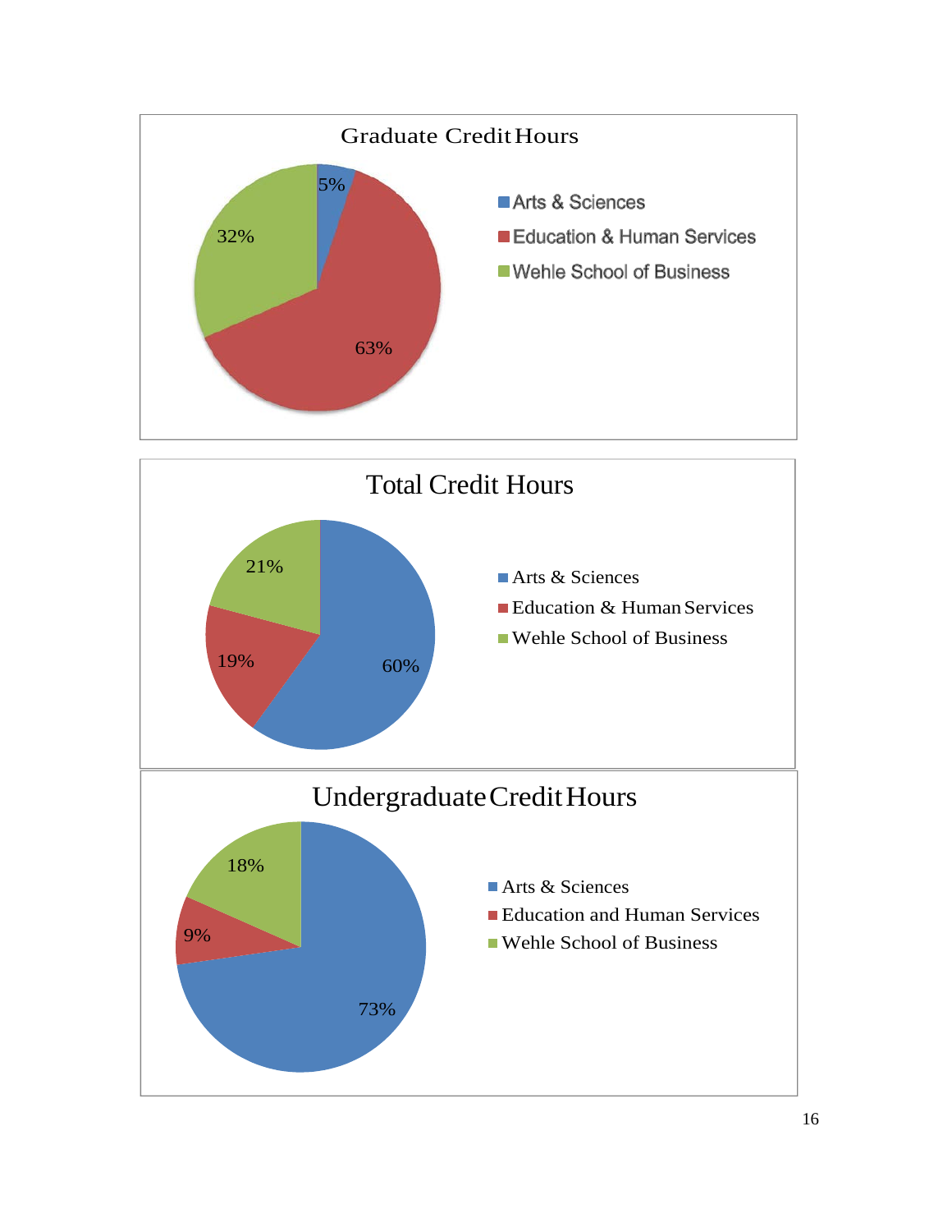Graduate Credit Hours

5%

32%

63%

Arts & Sciences

Education & Human Services

Wehle School of Business

Total Credit Hours

21%

19%

60%

Arts & Sciences

Education & Human Services

Wehle School of Business

Undergraduate Credit Hours

18%

9%

73%

Arts & Sciences

Education and Human Services

Wehle School of Business